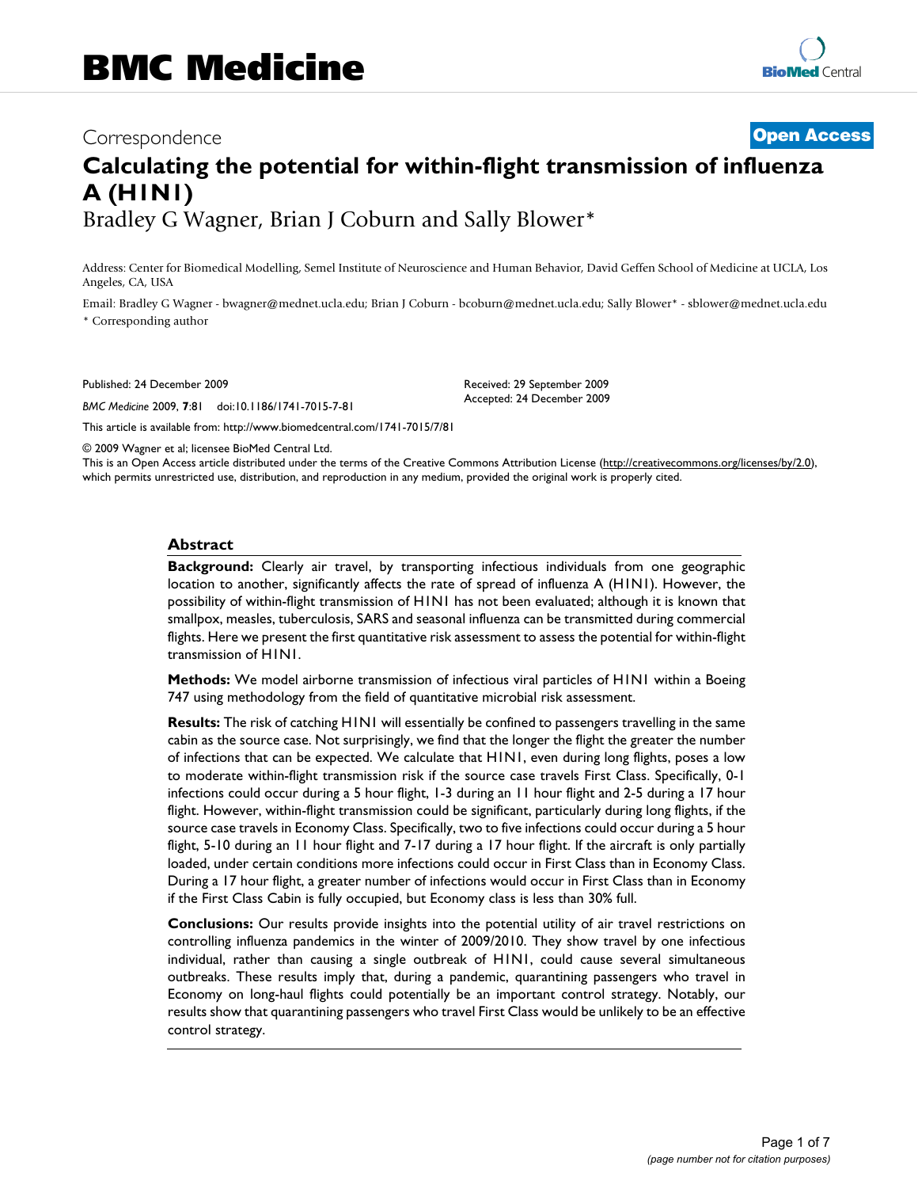# BMC Medicine

Correspondence

**Open Access**

# Calculating the potential for within-flight transmission of influenza A (H1N1)

Bradley G Wagner, Brian J Coburn and Sally Blower*

Address: Center for Biomedical Modelling, Semel Institute of Neuroscience and Human Behavior, David Geffen School of Medicine at UCLA, Los Angeles, CA, USA

Email: Bradley G Wagner - bwagner@mednet.ucla.edu; Brian J Coburn - bcoburn@mednet.ucla.edu; Sally Blower* - sblower@mednet.ucla.edu

* Corresponding author

Published: 24 December 2009

*BMC Medicine* 2009, **7**:81 doi:10.1186/1741-7015-7-81

Received: 29 September 2009
Accepted: 24 December 2009

This article is available from: http://www.biomedcentral.com/1741-7015/7/81

© 2009 Wagner et al; licensee BioMed Central Ltd.

This is an Open Access article distributed under the terms of the Creative Commons Attribution License (http://creativecommons.org/licenses/by/2.0), which permits unrestricted use, distribution, and reproduction in any medium, provided the original work is properly cited.

## Abstract

**Background:** Clearly air travel, by transporting infectious individuals from one geographic location to another, significantly affects the rate of spread of influenza A (H1N1). However, the possibility of within-flight transmission of H1N1 has not been evaluated; although it is known that smallpox, measles, tuberculosis, SARS and seasonal influenza can be transmitted during commercial flights. Here we present the first quantitative risk assessment to assess the potential for within-flight transmission of H1N1.

**Methods:** We model airborne transmission of infectious viral particles of H1N1 within a Boeing 747 using methodology from the field of quantitative microbial risk assessment.

**Results:** The risk of catching H1N1 will essentially be confined to passengers travelling in the same cabin as the source case. Not surprisingly, we find that the longer the flight the greater the number of infections that can be expected. We calculate that H1N1, even during long flights, poses a low to moderate within-flight transmission risk if the source case travels First Class. Specifically, 0-1 infections could occur during a 5 hour flight, 1-3 during an 11 hour flight and 2-5 during a 17 hour flight. However, within-flight transmission could be significant, particularly during long flights, if the source case travels in Economy Class. Specifically, two to five infections could occur during a 5 hour flight, 5-10 during an 11 hour flight and 7-17 during a 17 hour flight. If the aircraft is only partially loaded, under certain conditions more infections could occur in First Class than in Economy Class. During a 17 hour flight, a greater number of infections would occur in First Class than in Economy if the First Class Cabin is fully occupied, but Economy class is less than 30% full.

**Conclusions:** Our results provide insights into the potential utility of air travel restrictions on controlling influenza pandemics in the winter of 2009/2010. They show travel by one infectious individual, rather than causing a single outbreak of H1N1, could cause several simultaneous outbreaks. These results imply that, during a pandemic, quarantining passengers who travel in Economy on long-haul flights could potentially be an important control strategy. Notably, our results show that quarantining passengers who travel First Class would be unlikely to be an effective control strategy.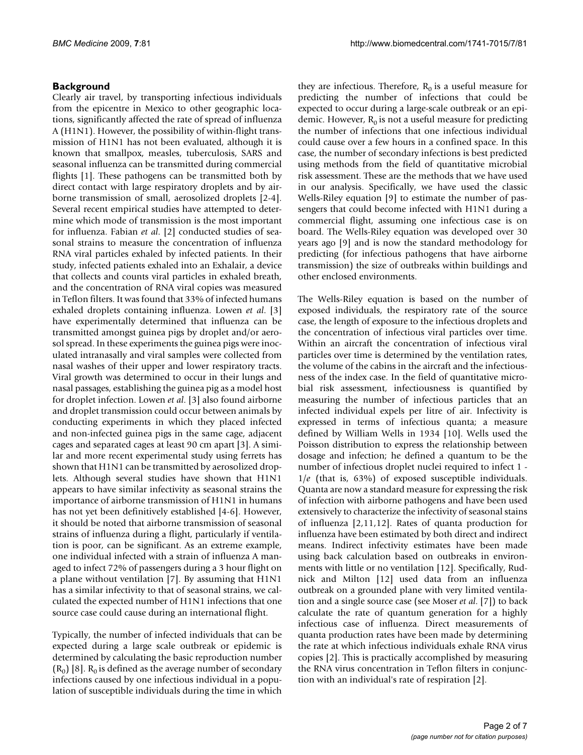## Background

Clearly air travel, by transporting infectious individuals from the epicentre in Mexico to other geographic locations, significantly affected the rate of spread of influenza A (H1N1). However, the possibility of within-flight transmission of H1N1 has not been evaluated, although it is known that smallpox, measles, tuberculosis, SARS and seasonal influenza can be transmitted during commercial flights [1]. These pathogens can be transmitted both by direct contact with large respiratory droplets and by airborne transmission of small, aerosolized droplets [2-4]. Several recent empirical studies have attempted to determine which mode of transmission is the most important for influenza. Fabian *et al.* [2] conducted studies of seasonal strains to measure the concentration of influenza RNA viral particles exhaled by infected patients. In their study, infected patients exhaled into an Exhalair, a device that collects and counts viral particles in exhaled breath, and the concentration of RNA viral copies was measured in Teflon filters. It was found that 33% of infected humans exhaled droplets containing influenza. Lowen *et al.* [3] have experimentally determined that influenza can be transmitted amongst guinea pigs by droplet and/or aerosol spread. In these experiments the guinea pigs were inoculated intranasally and viral samples were collected from nasal washes of their upper and lower respiratory tracts. Viral growth was determined to occur in their lungs and nasal passages, establishing the guinea pig as a model host for droplet infection. Lowen *et al.* [3] also found airborne and droplet transmission could occur between animals by conducting experiments in which they placed infected and non-infected guinea pigs in the same cage, adjacent cages and separated cages at least 90 cm apart [3]. A similar and more recent experimental study using ferrets has shown that H1N1 can be transmitted by aerosolized droplets. Although several studies have shown that H1N1 appears to have similar infectivity as seasonal strains the importance of airborne transmission of H1N1 in humans has not yet been definitively established [4-6]. However, it should be noted that airborne transmission of seasonal strains of influenza during a flight, particularly if ventilation is poor, can be significant. As an extreme example, one individual infected with a strain of influenza A managed to infect 72% of passengers during a 3 hour flight on a plane without ventilation [7]. By assuming that H1N1 has a similar infectivity to that of seasonal strains, we calculated the expected number of H1N1 infections that one source case could cause during an international flight.

Typically, the number of infected individuals that can be expected during a large scale outbreak or epidemic is determined by calculating the basic reproduction number ($R_0$) [8]. $R_0$ is defined as the average number of secondary infections caused by one infectious individual in a population of susceptible individuals during the time in which they are infectious. Therefore, $R_0$ is a useful measure for predicting the number of infections that could be expected to occur during a large-scale outbreak or an epidemic. However, $R_0$ is not a useful measure for predicting the number of infections that one infectious individual could cause over a few hours in a confined space. In this case, the number of secondary infections is best predicted using methods from the field of quantitative microbial risk assessment. These are the methods that we have used in our analysis. Specifically, we have used the classic Wells-Riley equation [9] to estimate the number of passengers that could become infected with H1N1 during a commercial flight, assuming one infectious case is on board. The Wells-Riley equation was developed over 30 years ago [9] and is now the standard methodology for predicting (for infectious pathogens that have airborne transmission) the size of outbreaks within buildings and other enclosed environments.

The Wells-Riley equation is based on the number of exposed individuals, the respiratory rate of the source case, the length of exposure to the infectious droplets and the concentration of infectious viral particles over time. Within an aircraft the concentration of infectious viral particles over time is determined by the ventilation rates, the volume of the cabins in the aircraft and the infectiousness of the index case. In the field of quantitative microbial risk assessment, infectiousness is quantified by measuring the number of infectious particles that an infected individual expels per litre of air. Infectivity is expressed in terms of infectious quanta; a measure defined by William Wells in 1934 [10]. Wells used the Poisson distribution to express the relationship between dosage and infection; he defined a quantum to be the number of infectious droplet nuclei required to infect $1 - 1/e$ (that is, 63%) of exposed susceptible individuals. Quanta are now a standard measure for expressing the risk of infection with airborne pathogens and have been used extensively to characterize the infectivity of seasonal stains of influenza [2,11,12]. Rates of quanta production for influenza have been estimated by both direct and indirect means. Indirect infectivity estimates have been made using back calculation based on outbreaks in environments with little or no ventilation [12]. Specifically, Rudnick and Milton [12] used data from an influenza outbreak on a grounded plane with very limited ventilation and a single source case (see Moser *et al.* [7]) to back calculate the rate of quantum generation for a highly infectious case of influenza. Direct measurements of quanta production rates have been made by determining the rate at which infectious individuals exhale RNA virus copies [2]. This is practically accomplished by measuring the RNA virus concentration in Teflon filters in conjunction with an individual's rate of respiration [2].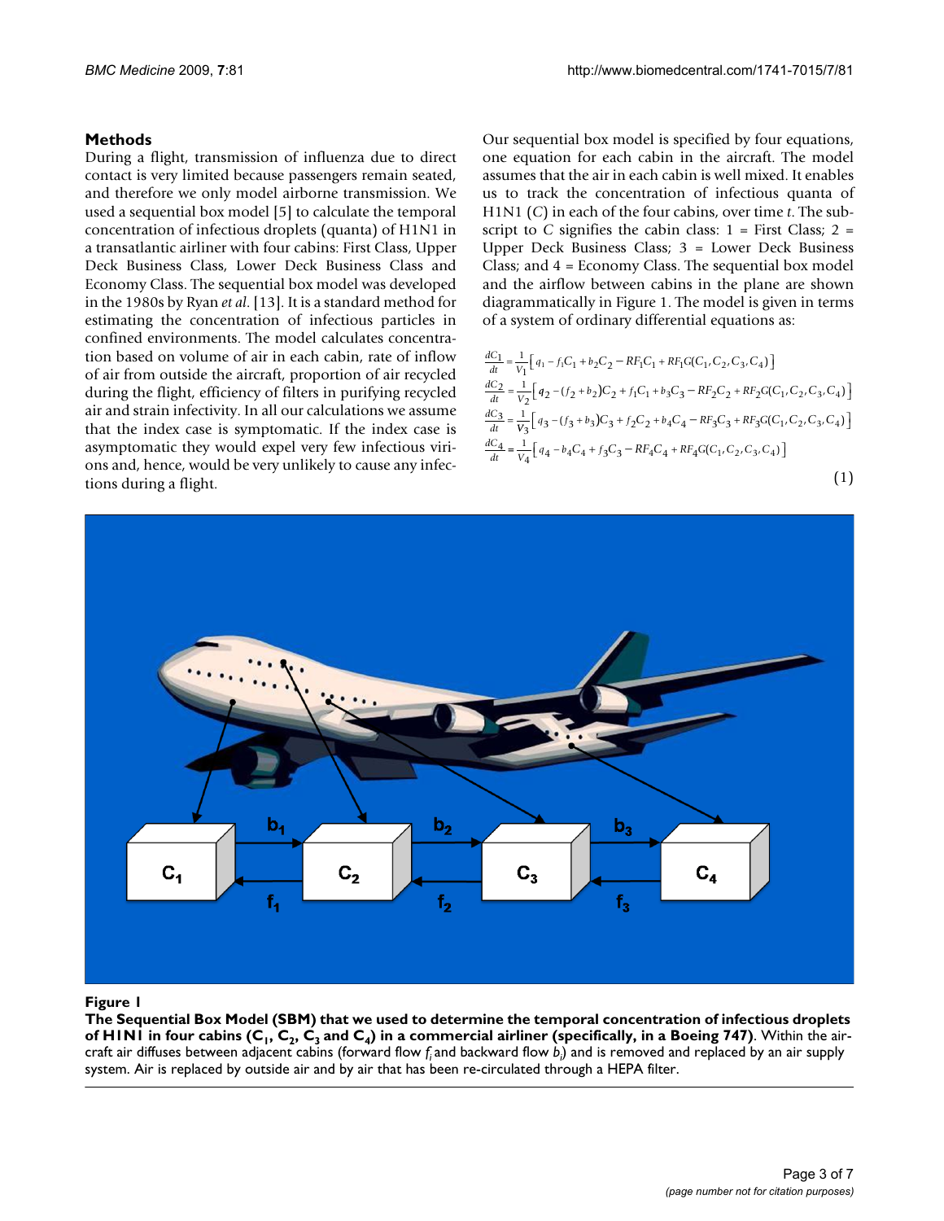## Methods

During a flight, transmission of influenza due to direct contact is very limited because passengers remain seated, and therefore we only model airborne transmission. We used a sequential box model [5] to calculate the temporal concentration of infectious droplets (quanta) of H1N1 in a transatlantic airliner with four cabins: First Class, Upper Deck Business Class, Lower Deck Business Class and Economy Class. The sequential box model was developed in the 1980s by Ryan *et al*. [13]. It is a standard method for estimating the concentration of infectious particles in confined environments. The model calculates concentration based on volume of air in each cabin, rate of inflow of air from outside the aircraft, proportion of air recycled during the flight, efficiency of filters in purifying recycled air and strain infectivity. In all our calculations we assume that the index case is symptomatic. If the index case is asymptomatic they would expel very few infectious virions and, hence, would be very unlikely to cause any infections during a flight.

Our sequential box model is specified by four equations, one equation for each cabin in the aircraft. The model assumes that the air in each cabin is well mixed. It enables us to track the concentration of infectious quanta of H1N1 ($C$) in each of the four cabins, over time $t$. The subscript to $C$ signifies the cabin class: 1 = First Class; 2 = Upper Deck Business Class; 3 = Lower Deck Business Class; and 4 = Economy Class. The sequential box model and the airflow between cabins in the plane are shown diagrammatically in Figure 1. The model is given in terms of a system of ordinary differential equations as:

$$
\begin{aligned}
\frac{dC_1}{dt} &= \frac{1}{V_1}\left[ q_1 - f_1 C_1 + b_2 C_2 - RF_1 C_1 + RF_1 G(C_1, C_2, C_3, C_4) \right] \\
\frac{dC_2}{dt} &= \frac{1}{V_2}\left[ q_2 - (f_2 + b_2) C_2 + f_1 C_1 + b_3 C_3 - RF_2 C_2 + RF_2 G(C_1, C_2, C_3, C_4) \right] \\
\frac{dC_3}{dt} &= \frac{1}{V_3}\left[ q_3 - (f_3 + b_3) C_3 + f_2 C_2 + b_4 C_4 - RF_3 C_3 + RF_3 G(C_1, C_2, C_3, C_4) \right] \\
\frac{dC_4}{dt} &= \frac{1}{V_4}\left[ q_4 - b_4 C_4 + f_3 C_3 - RF_4 C_4 + RF_4 G(C_1, C_2, C_3, C_4) \right]
\end{aligned}
\tag{1}
$$

**Figure 1**

**The Sequential Box Model (SBM) that we used to determine the temporal concentration of infectious droplets of H1N1 in four cabins ($C_1$, $C_2$, $C_3$ and $C_4$) in a commercial airliner (specifically, in a Boeing 747)**. Within the aircraft air diffuses between adjacent cabins (forward flow $f_i$ and backward flow $b_i$) and is removed and replaced by an air supply system. Air is replaced by outside air and by air that has been re-circulated through a HEPA filter.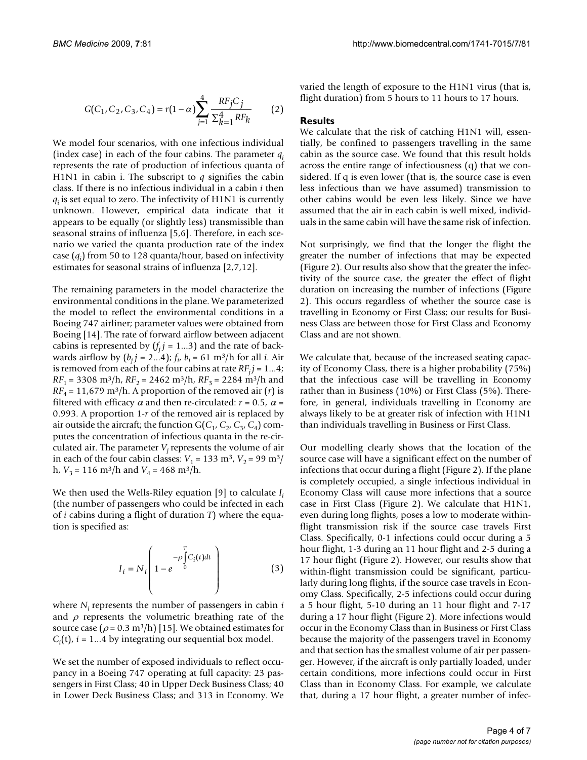$$G(C_1, C_2, C_3, C_4) = r(1-\alpha)\sum_{j=1}^{4} \frac{RF_j C_j}{\sum_{k=1}^{4} RF_k} \qquad (2)$$

We model four scenarios, with one infectious individual (index case) in each of the four cabins. The parameter $q_i$ represents the rate of production of infectious quanta of H1N1 in cabin i. The subscript to $q$ signifies the cabin class. If there is no infectious individual in a cabin $i$ then $q_i$ is set equal to zero. The infectivity of H1N1 is currently unknown. However, empirical data indicate that it appears to be equally (or slightly less) transmissible than seasonal strains of influenza [5,6]. Therefore, in each scenario we varied the quanta production rate of the index case ($q_i$) from 50 to 128 quanta/hour, based on infectivity estimates for seasonal strains of influenza [2,7,12].

The remaining parameters in the model characterize the environmental conditions in the plane. We parameterized the model to reflect the environmental conditions in a Boeing 747 airliner; parameter values were obtained from Boeing [14]. The rate of forward airflow between adjacent cabins is represented by ($f_j$ $j$ = 1...3) and the rate of backwards airflow by ($b_j$ $j$ = 2...4); $f_i$, $b_i$ = 61 m$^3$/h for all $i$. Air is removed from each of the four cabins at rate $RF_j$ $j$ = 1...4; $RF_1$ = 3308 m$^3$/h, $RF_2$ = 2462 m$^3$/h, $RF_3$ = 2284 m$^3$/h and $RF_4$ = 11,679 m$^3$/h. A proportion of the removed air ($r$) is filtered with efficacy $\alpha$ and then re-circulated: $r = 0.5$, $\alpha = 0.993$. A proportion 1-$r$ of the removed air is replaced by air outside the aircraft; the function $G(C_1, C_2, C_3, C_4)$ computes the concentration of infectious quanta in the re-circulated air. The parameter $V_j$ represents the volume of air in each of the four cabin classes: $V_1$ = 133 m$^3$, $V_2$ = 99 m$^3$/h, $V_3$ = 116 m$^3$/h and $V_4$ = 468 m$^3$/h.

We then used the Wells-Riley equation [9] to calculate $I_i$ (the number of passengers who could be infected in each of $i$ cabins during a flight of duration $T$) where the equation is specified as:

$$I_i = N_i\left(1 - e^{-\rho\int_0^T C_i(t)dt}\right) \qquad (3)$$

where $N_i$ represents the number of passengers in cabin $i$ and $\rho$ represents the volumetric breathing rate of the source case ($\rho$ = 0.3 m$^3$/h) [15]. We obtained estimates for $C_i(t)$, $i$ = 1...4 by integrating our sequential box model.

We set the number of exposed individuals to reflect occupancy in a Boeing 747 operating at full capacity: 23 passengers in First Class; 40 in Upper Deck Business Class; 40 in Lower Deck Business Class; and 313 in Economy. We varied the length of exposure to the H1N1 virus (that is, flight duration) from 5 hours to 11 hours to 17 hours.

## Results

We calculate that the risk of catching H1N1 will, essentially, be confined to passengers travelling in the same cabin as the source case. We found that this result holds across the entire range of infectiousness (q) that we considered. If q is even lower (that is, the source case is even less infectious than we have assumed) transmission to other cabins would be even less likely. Since we have assumed that the air in each cabin is well mixed, individuals in the same cabin will have the same risk of infection.

Not surprisingly, we find that the longer the flight the greater the number of infections that may be expected (Figure 2). Our results also show that the greater the infectivity of the source case, the greater the effect of flight duration on increasing the number of infections (Figure 2). This occurs regardless of whether the source case is travelling in Economy or First Class; our results for Business Class are between those for First Class and Economy Class and are not shown.

We calculate that, because of the increased seating capacity of Economy Class, there is a higher probability (75%) that the infectious case will be travelling in Economy rather than in Business (10%) or First Class (5%). Therefore, in general, individuals travelling in Economy are always likely to be at greater risk of infection with H1N1 than individuals travelling in Business or First Class.

Our modelling clearly shows that the location of the source case will have a significant effect on the number of infections that occur during a flight (Figure 2). If the plane is completely occupied, a single infectious individual in Economy Class will cause more infections that a source case in First Class (Figure 2). We calculate that H1N1, even during long flights, poses a low to moderate within-flight transmission risk if the source case travels First Class. Specifically, 0-1 infections could occur during a 5 hour flight, 1-3 during an 11 hour flight and 2-5 during a 17 hour flight (Figure 2). However, our results show that within-flight transmission could be significant, particularly during long flights, if the source case travels in Economy Class. Specifically, 2-5 infections could occur during a 5 hour flight, 5-10 during an 11 hour flight and 7-17 during a 17 hour flight (Figure 2). More infections would occur in the Economy Class than in Business or First Class because the majority of the passengers travel in Economy and that section has the smallest volume of air per passenger. However, if the aircraft is only partially loaded, under certain conditions, more infections could occur in First Class than in Economy Class. For example, we calculate that, during a 17 hour flight, a greater number of infec-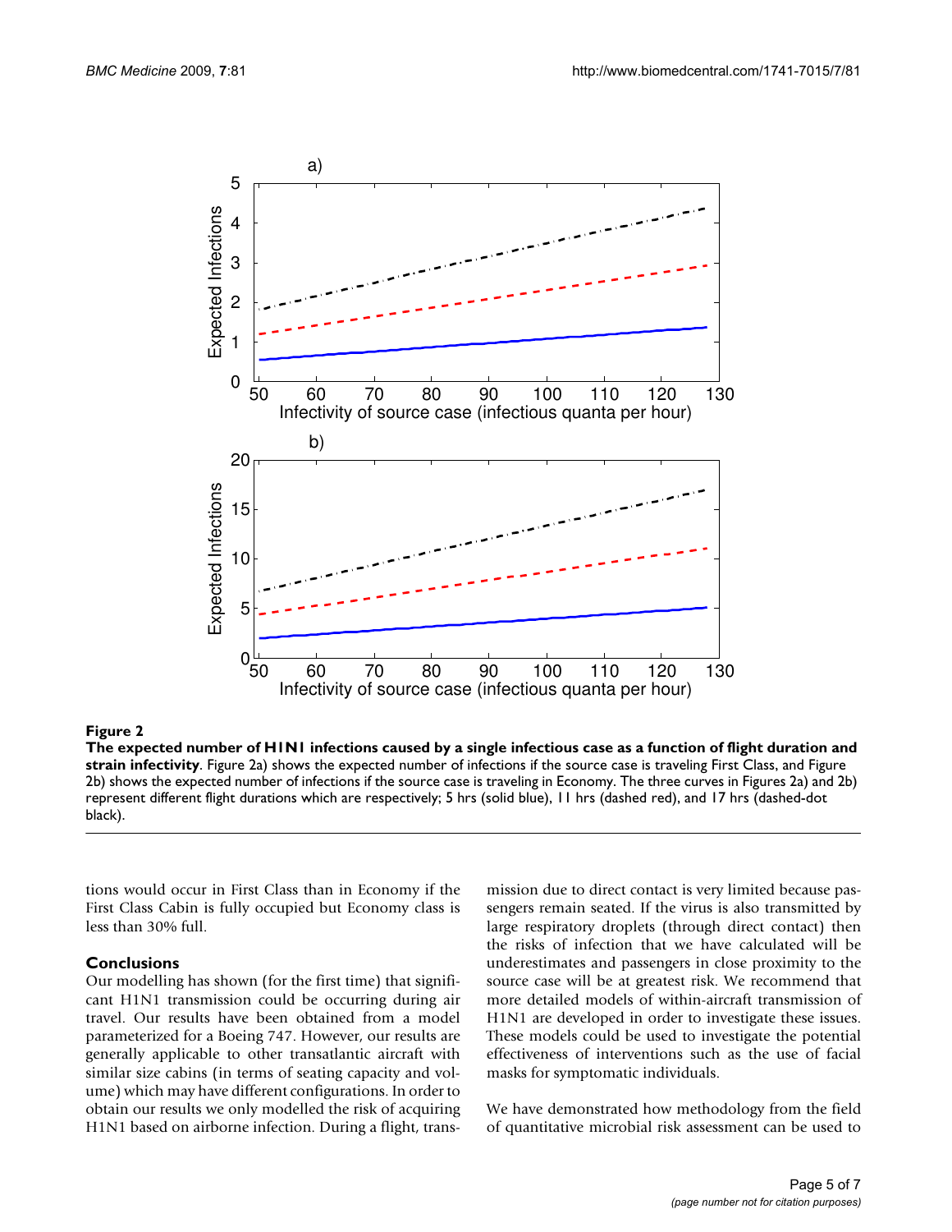**Figure 2**

**The expected number of H1N1 infections caused by a single infectious case as a function of flight duration and strain infectivity**. Figure 2a) shows the expected number of infections if the source case is traveling First Class, and Figure 2b) shows the expected number of infections if the source case is traveling in Economy. The three curves in Figures 2a) and 2b) represent different flight durations which are respectively; 5 hrs (solid blue), 11 hrs (dashed red), and 17 hrs (dashed-dot black).

tions would occur in First Class than in Economy if the First Class Cabin is fully occupied but Economy class is less than 30% full.

## Conclusions

Our modelling has shown (for the first time) that significant H1N1 transmission could be occurring during air travel. Our results have been obtained from a model parameterized for a Boeing 747. However, our results are generally applicable to other transatlantic aircraft with similar size cabins (in terms of seating capacity and volume) which may have different configurations. In order to obtain our results we only modelled the risk of acquiring H1N1 based on airborne infection. During a flight, transmission due to direct contact is very limited because passengers remain seated. If the virus is also transmitted by large respiratory droplets (through direct contact) then the risks of infection that we have calculated will be underestimates and passengers in close proximity to the source case will be at greatest risk. We recommend that more detailed models of within-aircraft transmission of H1N1 are developed in order to investigate these issues. These models could be used to investigate the potential effectiveness of interventions such as the use of facial masks for symptomatic individuals.

We have demonstrated how methodology from the field of quantitative microbial risk assessment can be used to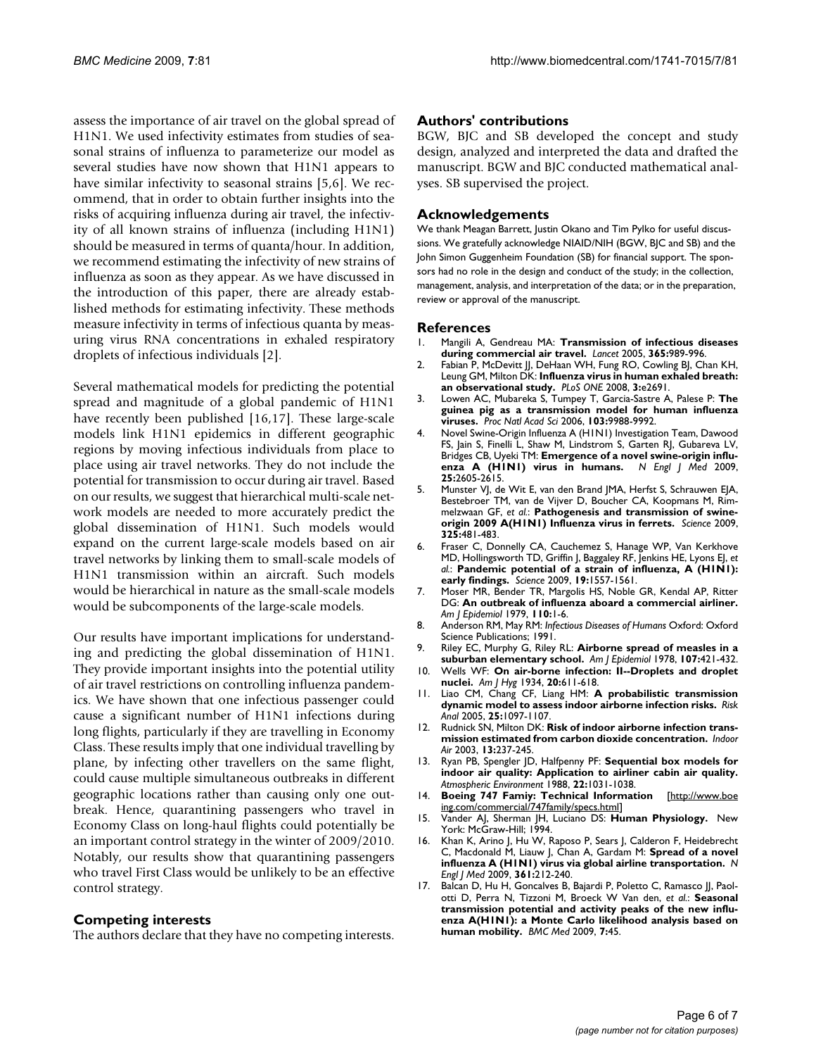assess the importance of air travel on the global spread of H1N1. We used infectivity estimates from studies of seasonal strains of influenza to parameterize our model as several studies have now shown that H1N1 appears to have similar infectivity to seasonal strains [5,6]. We recommend, that in order to obtain further insights into the risks of acquiring influenza during air travel, the infectivity of all known strains of influenza (including H1N1) should be measured in terms of quanta/hour. In addition, we recommend estimating the infectivity of new strains of influenza as soon as they appear. As we have discussed in the introduction of this paper, there are already established methods for estimating infectivity. These methods measure infectivity in terms of infectious quanta by measuring virus RNA concentrations in exhaled respiratory droplets of infectious individuals [2].

Several mathematical models for predicting the potential spread and magnitude of a global pandemic of H1N1 have recently been published [16,17]. These large-scale models link H1N1 epidemics in different geographic regions by moving infectious individuals from place to place using air travel networks. They do not include the potential for transmission to occur during air travel. Based on our results, we suggest that hierarchical multi-scale network models are needed to more accurately predict the global dissemination of H1N1. Such models would expand on the current large-scale models based on air travel networks by linking them to small-scale models of H1N1 transmission within an aircraft. Such models would be hierarchical in nature as the small-scale models would be subcomponents of the large-scale models.

Our results have important implications for understanding and predicting the global dissemination of H1N1. They provide important insights into the potential utility of air travel restrictions on controlling influenza pandemics. We have shown that one infectious passenger could cause a significant number of H1N1 infections during long flights, particularly if they are travelling in Economy Class. These results imply that one individual travelling by plane, by infecting other travellers on the same flight, could cause multiple simultaneous outbreaks in different geographic locations rather than causing only one outbreak. Hence, quarantining passengers who travel in Economy Class on long-haul flights could potentially be an important control strategy in the winter of 2009/2010. Notably, our results show that quarantining passengers who travel First Class would be unlikely to be an effective control strategy.

## Competing interests

The authors declare that they have no competing interests.

## Authors' contributions

BGW, BJC and SB developed the concept and study design, analyzed and interpreted the data and drafted the manuscript. BGW and BJC conducted mathematical analyses. SB supervised the project.

## Acknowledgements

We thank Meagan Barrett, Justin Okano and Tim Pylko for useful discussions. We gratefully acknowledge NIAID/NIH (BGW, BJC and SB) and the John Simon Guggenheim Foundation (SB) for financial support. The sponsors had no role in the design and conduct of the study; in the collection, management, analysis, and interpretation of the data; or in the preparation, review or approval of the manuscript.

## References

1. Mangili A, Gendreau MA: **Transmission of infectious diseases during commercial air travel.** *Lancet* 2005, **365:**989-996.
2. Fabian P, McDevitt JJ, DeHaan WH, Fung RO, Cowling BJ, Chan KH, Leung GM, Milton DK: **Influenza virus in human exhaled breath: an observational study.** *PLoS ONE* 2008, **3:**e2691.
3. Lowen AC, Mubareka S, Tumpey T, Garcia-Sastre A, Palese P: **The guinea pig as a transmission model for human influenza viruses.** *Proc Natl Acad Sci* 2006, **103:**9988-9992.
4. Novel Swine-Origin Influenza A (H1N1) Investigation Team, Dawood FS, Jain S, Finelli L, Shaw M, Lindstrom S, Garten RJ, Gubareva LV, Bridges CB, Uyeki TM: **Emergence of a novel swine-origin influenza A (H1N1) virus in humans.** *N Engl J Med* 2009, **25:**2605-2615.
5. Munster VJ, de Wit E, van den Brand JMA, Herfst S, Schrauwen EJA, Bestebroer TM, van de Vijver D, Boucher CA, Koopmans M, Rimmelzwaan GF, *et al.*: **Pathogenesis and transmission of swine-origin 2009 A(H1N1) Influenza virus in ferrets.** *Science* 2009, **325:**481-483.
6. Fraser C, Donnelly CA, Cauchemez S, Hanage WP, Van Kerkhove MD, Hollingsworth TD, Griffin J, Baggaley RF, Jenkins HE, Lyons EJ, *et al.*: **Pandemic potential of a strain of influenza, A (H1N1): early findings.** *Science* 2009, **19:**1557-1561.
7. Moser MR, Bender TR, Margolis HS, Noble GR, Kendal AP, Ritter DG: **An outbreak of influenza aboard a commercial airliner.** *Am J Epidemiol* 1979, **110:**1-6.
8. Anderson RM, May RM: *Infectious Diseases of Humans* Oxford: Oxford Science Publications; 1991.
9. Riley EC, Murphy G, Riley RL: **Airborne spread of measles in a suburban elementary school.** *Am J Epidemiol* 1978, **107:**421-432.
10. Wells WF: **On air-borne infection: II--Droplets and droplet nuclei.** *Am J Hyg* 1934, **20:**611-618.
11. Liao CM, Chang CF, Liang HM: **A probabilistic transmission dynamic model to assess indoor airborne infection risks.** *Risk Anal* 2005, **25:**1097-1107.
12. Rudnick SN, Milton DK: **Risk of indoor airborne infection transmission estimated from carbon dioxide concentration.** *Indoor Air* 2003, **13:**237-245.
13. Ryan PB, Spengler JD, Halfpenny PF: **Sequential box models for indoor air quality: Application to airliner cabin air quality.** *Atmospheric Environment* 1988, **22:**1031-1038.
14. **Boeing 747 Famiy: Technical Information** [http://www.boeing.com/commercial/747family/specs.html]
15. Vander AJ, Sherman JH, Luciano DS: **Human Physiology.** New York: McGraw-Hill; 1994.
16. Khan K, Arino J, Hu W, Raposo P, Sears J, Calderon F, Heidebrecht C, Macdonald M, Liauw J, Chan A, Gardam M: **Spread of a novel influenza A (H1N1) virus via global airline transportation.** *N Engl J Med* 2009, **361:**212-240.
17. Balcan D, Hu H, Goncalves B, Bajardi P, Poletto C, Ramasco JJ, Paolotti D, Perra N, Tizzoni M, Broeck W Van den, *et al.*: **Seasonal transmission potential and activity peaks of the new influenza A(H1N1): a Monte Carlo likelihood analysis based on human mobility.** *BMC Med* 2009, **7:**45.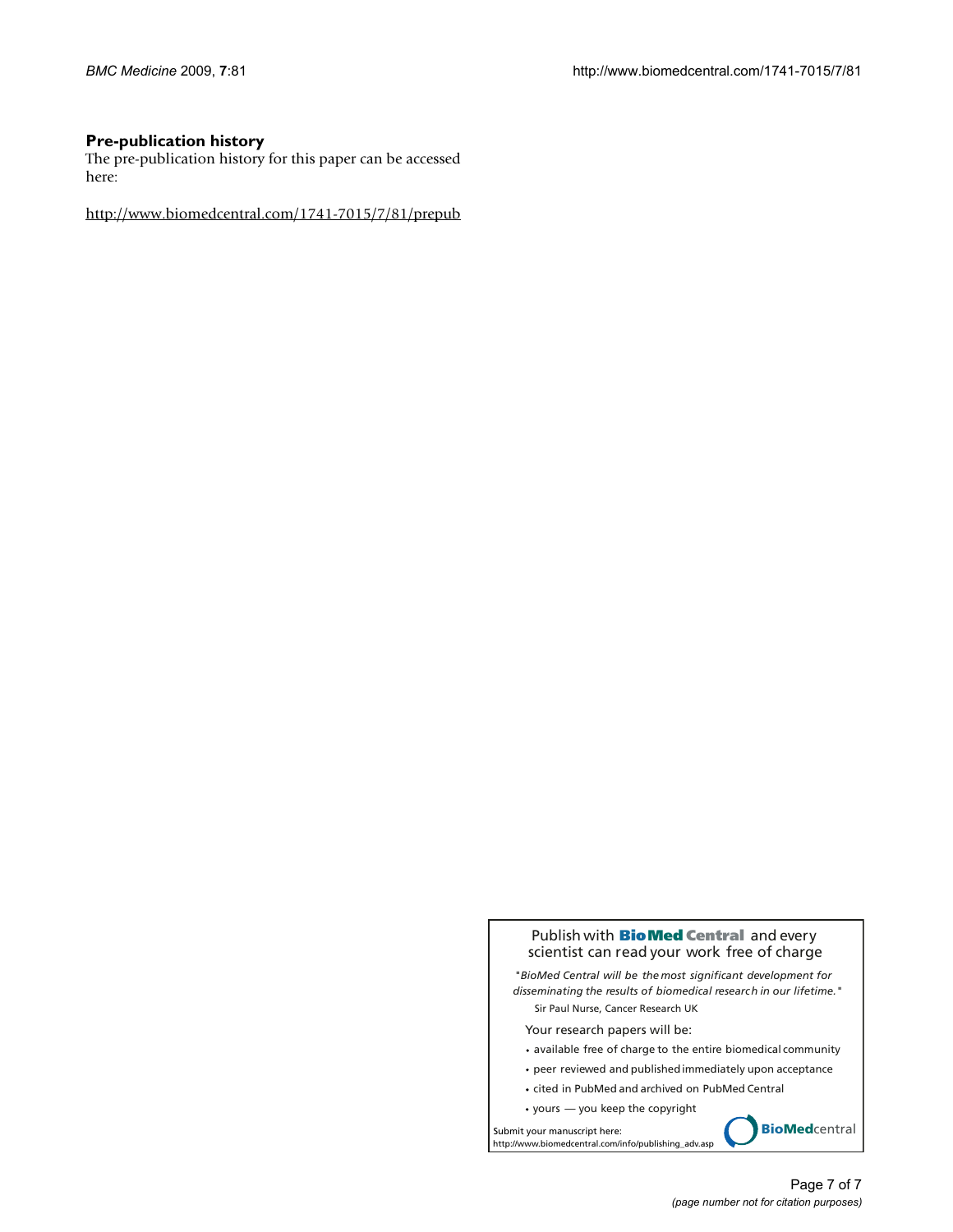## Pre-publication history

The pre-publication history for this paper can be accessed here:

http://www.biomedcentral.com/1741-7015/7/81/prepub

Publish with **BioMed Central** and every scientist can read your work free of charge

*"BioMed Central will be the most significant development for disseminating the results of biomedical research in our lifetime."*

Sir Paul Nurse, Cancer Research UK

Your research papers will be:

- available free of charge to the entire biomedical community
- peer reviewed and published immediately upon acceptance
- cited in PubMed and archived on PubMed Central
- yours — you keep the copyright

Submit your manuscript here:
http://www.biomedcentral.com/info/publishing_adv.asp

**BioMed**central